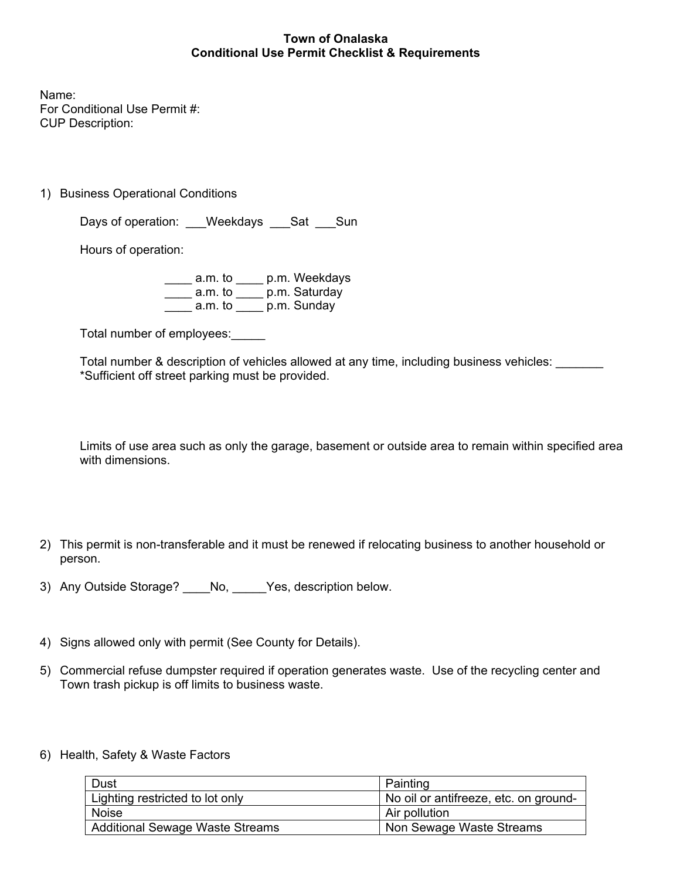# Town of Onalaska
## Conditional Use Permit Checklist & Requirements

Name:
For Conditional Use Permit #:
CUP Description:

1) Business Operational Conditions

   Days of operation: ___Weekdays ___Sat ___Sun

   Hours of operation:

   ____ a.m. to ____ p.m. Weekdays
   ____ a.m. to ____ p.m. Saturday
   ____ a.m. to ____ p.m. Sunday

   Total number of employees:_____

   Total number & description of vehicles allowed at any time, including business vehicles: _______
   *Sufficient off street parking must be provided.

   Limits of use area such as only the garage, basement or outside area to remain within specified area with dimensions.

2) This permit is non-transferable and it must be renewed if relocating business to another household or person.

3) Any Outside Storage? ____No, _____Yes, description below.

4) Signs allowed only with permit (See County for Details).

5) Commercial refuse dumpster required if operation generates waste. Use of the recycling center and Town trash pickup is off limits to business waste.

6) Health, Safety & Waste Factors

| Dust | Painting |
|---|---|
| Lighting restricted to lot only | No oil or antifreeze, etc. on ground- |
| Noise | Air pollution |
| Additional Sewage Waste Streams | Non Sewage Waste Streams |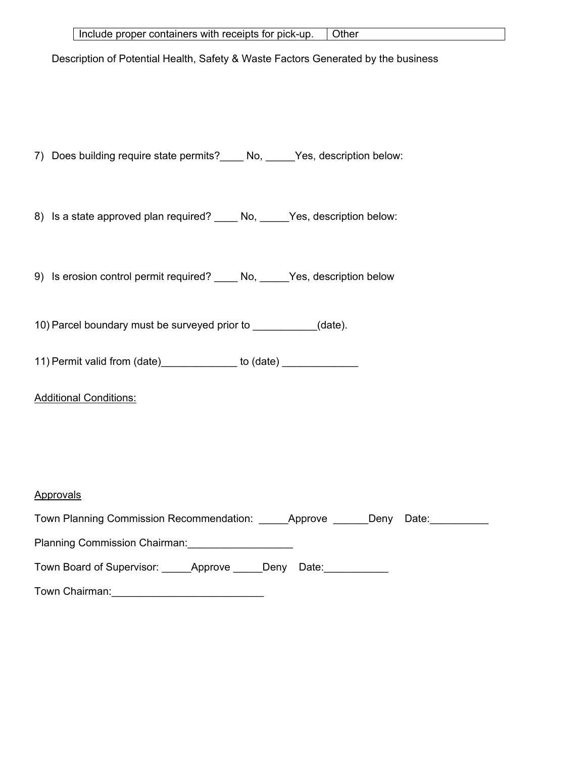| | |
|---|---|
| Include proper containers with receipts for pick-up. | Other |

Description of Potential Health, Safety & Waste Factors Generated by the business

7) Does building require state permits?____ No, _____Yes, description below:

8) Is a state approved plan required? ____ No, _____Yes, description below:

9) Is erosion control permit required? ____ No, _____Yes, description below

10) Parcel boundary must be surveyed prior to ___________(date).

11) Permit valid from (date)_____________ to (date) _____________

<u>Additional Conditions:</u>

<u>Approvals</u>

Town Planning Commission Recommendation: _____Approve ______Deny Date:__________

Planning Commission Chairman:__________________

Town Board of Supervisor: _____Approve _____Deny Date:___________

Town Chairman:__________________________